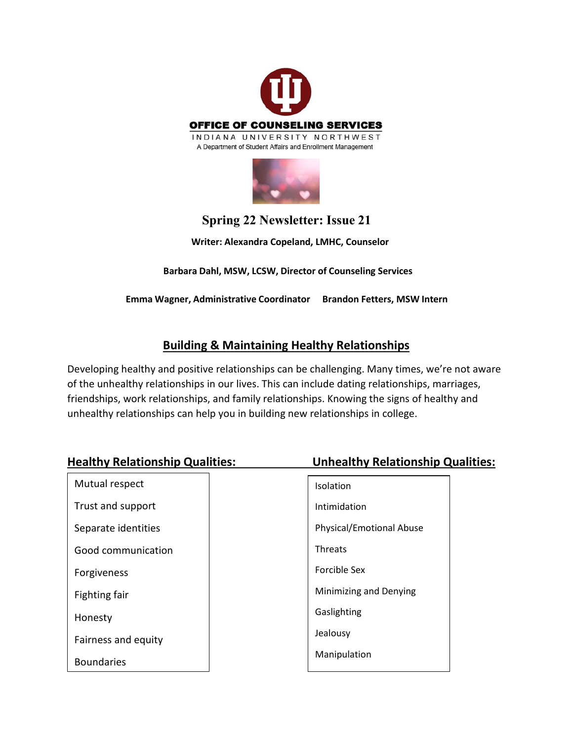**OFFICE OF COUNSELING SERVICES**

INDIANA UNIVERSITY NORTHWEST

A Department of Student Affairs and Enrollment Management

# Spring 22 Newsletter: Issue 21

**Writer: Alexandra Copeland, LMHC, Counselor**

**Barbara Dahl, MSW, LCSW, Director of Counseling Services**

**Emma Wagner, Administrative Coordinator** **Brandon Fetters, MSW Intern**

## Building & Maintaining Healthy Relationships

Developing healthy and positive relationships can be challenging. Many times, we're not aware of the unhealthy relationships in our lives. This can include dating relationships, marriages, friendships, work relationships, and family relationships. Knowing the signs of healthy and unhealthy relationships can help you in building new relationships in college.

### Healthy Relationship Qualities:

- Mutual respect
- Trust and support
- Separate identities
- Good communication
- Forgiveness
- Fighting fair
- Honesty
- Fairness and equity
- Boundaries

### Unhealthy Relationship Qualities:

- Isolation
- Intimidation
- Physical/Emotional Abuse
- Threats
- Forcible Sex
- Minimizing and Denying
- Gaslighting
- Jealousy
- Manipulation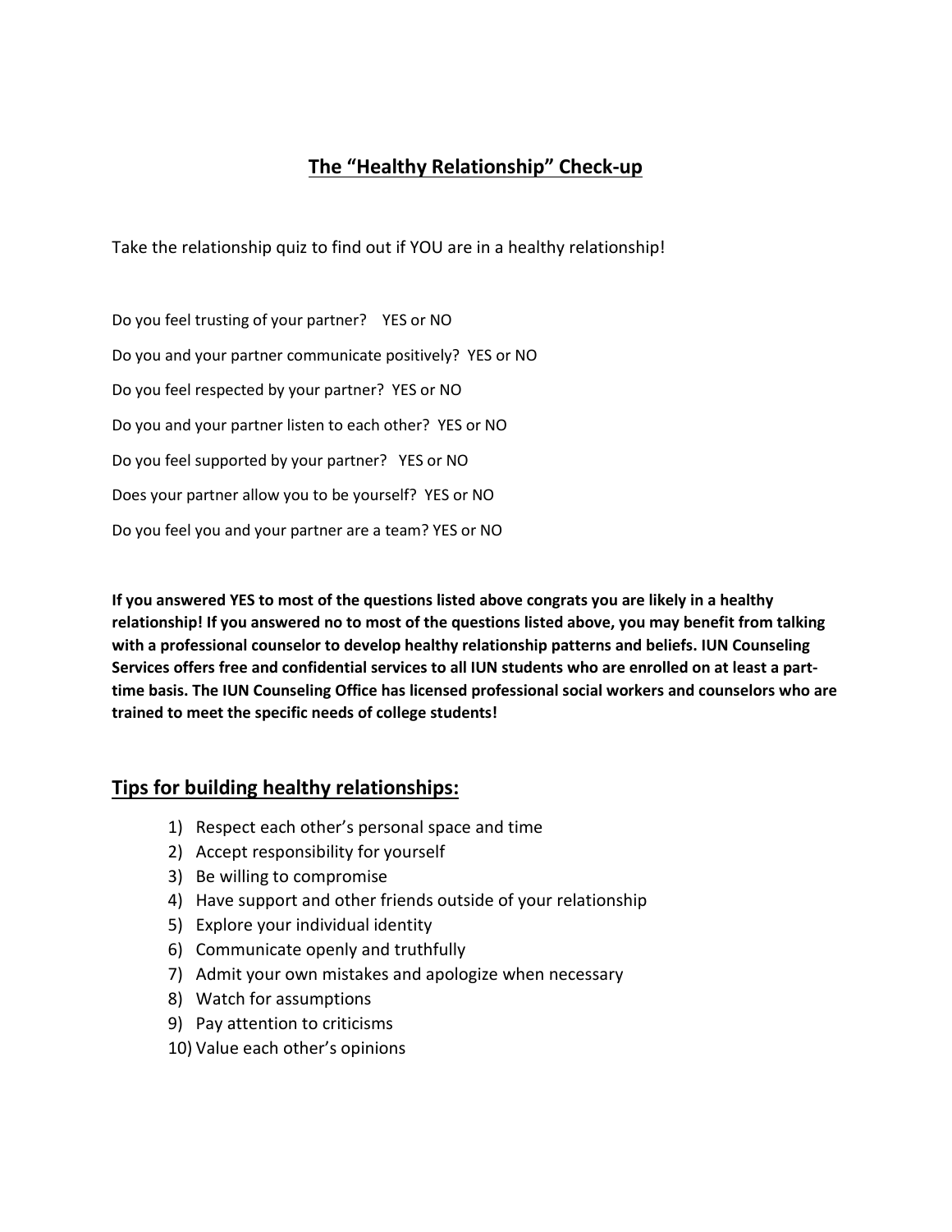## The "Healthy Relationship" Check-up

Take the relationship quiz to find out if YOU are in a healthy relationship!

Do you feel trusting of your partner? YES or NO

Do you and your partner communicate positively? YES or NO

Do you feel respected by your partner? YES or NO

Do you and your partner listen to each other? YES or NO

Do you feel supported by your partner? YES or NO

Does your partner allow you to be yourself? YES or NO

Do you feel you and your partner are a team? YES or NO

**If you answered YES to most of the questions listed above congrats you are likely in a healthy relationship! If you answered no to most of the questions listed above, you may benefit from talking with a professional counselor to develop healthy relationship patterns and beliefs. IUN Counseling Services offers free and confidential services to all IUN students who are enrolled on at least a part-time basis. The IUN Counseling Office has licensed professional social workers and counselors who are trained to meet the specific needs of college students!**

## Tips for building healthy relationships:

1) Respect each other's personal space and time
2) Accept responsibility for yourself
3) Be willing to compromise
4) Have support and other friends outside of your relationship
5) Explore your individual identity
6) Communicate openly and truthfully
7) Admit your own mistakes and apologize when necessary
8) Watch for assumptions
9) Pay attention to criticisms
10) Value each other's opinions